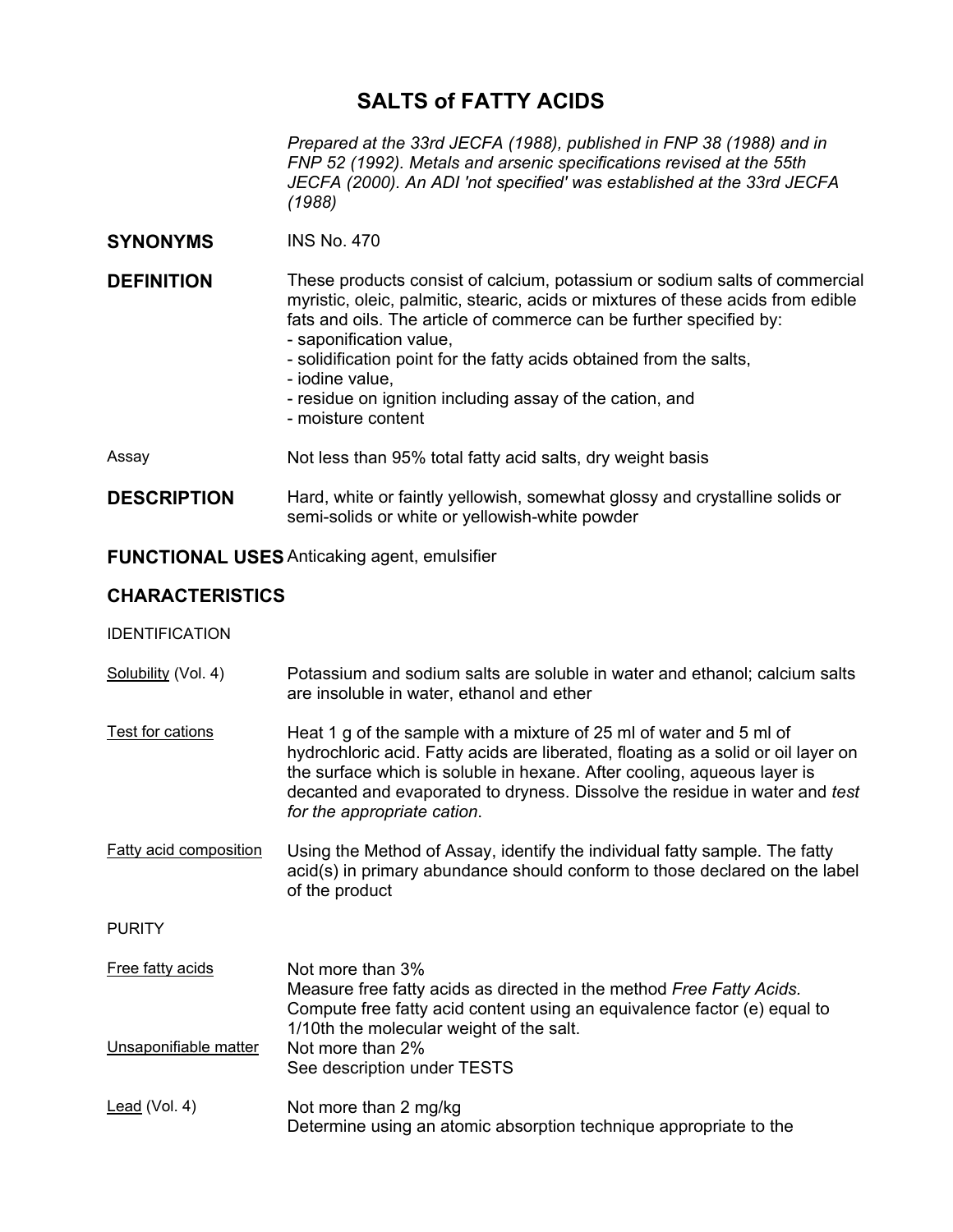# SALTS of FATTY ACIDS

*Prepared at the 33rd JECFA (1988), published in FNP 38 (1988) and in FNP 52 (1992). Metals and arsenic specifications revised at the 55th JECFA (2000). An ADI 'not specified' was established at the 33rd JECFA (1988)*

**SYNONYMS** INS No. 470

**DEFINITION** These products consist of calcium, potassium or sodium salts of commercial myristic, oleic, palmitic, stearic, acids or mixtures of these acids from edible fats and oils. The article of commerce can be further specified by:
- saponification value,
- solidification point for the fatty acids obtained from the salts,
- iodine value,
- residue on ignition including assay of the cation, and
- moisture content

Assay: Not less than 95% total fatty acid salts, dry weight basis

**DESCRIPTION** Hard, white or faintly yellowish, somewhat glossy and crystalline solids or semi-solids or white or yellowish-white powder

**FUNCTIONAL USES** Anticaking agent, emulsifier

## CHARACTERISTICS

IDENTIFICATION

Solubility (Vol. 4): Potassium and sodium salts are soluble in water and ethanol; calcium salts are insoluble in water, ethanol and ether

Test for cations: Heat 1 g of the sample with a mixture of 25 ml of water and 5 ml of hydrochloric acid. Fatty acids are liberated, floating as a solid or oil layer on the surface which is soluble in hexane. After cooling, aqueous layer is decanted and evaporated to dryness. Dissolve the residue in water and *test for the appropriate cation*.

Fatty acid composition: Using the Method of Assay, identify the individual fatty sample. The fatty acid(s) in primary abundance should conform to those declared on the label of the product

PURITY

Free fatty acids: Not more than 3%
Measure free fatty acids as directed in the method *Free Fatty Acids.* Compute free fatty acid content using an equivalence factor (e) equal to 1/10th the molecular weight of the salt.

Unsaponifiable matter: Not more than 2%
See description under TESTS

Lead (Vol. 4): Not more than 2 mg/kg
Determine using an atomic absorption technique appropriate to the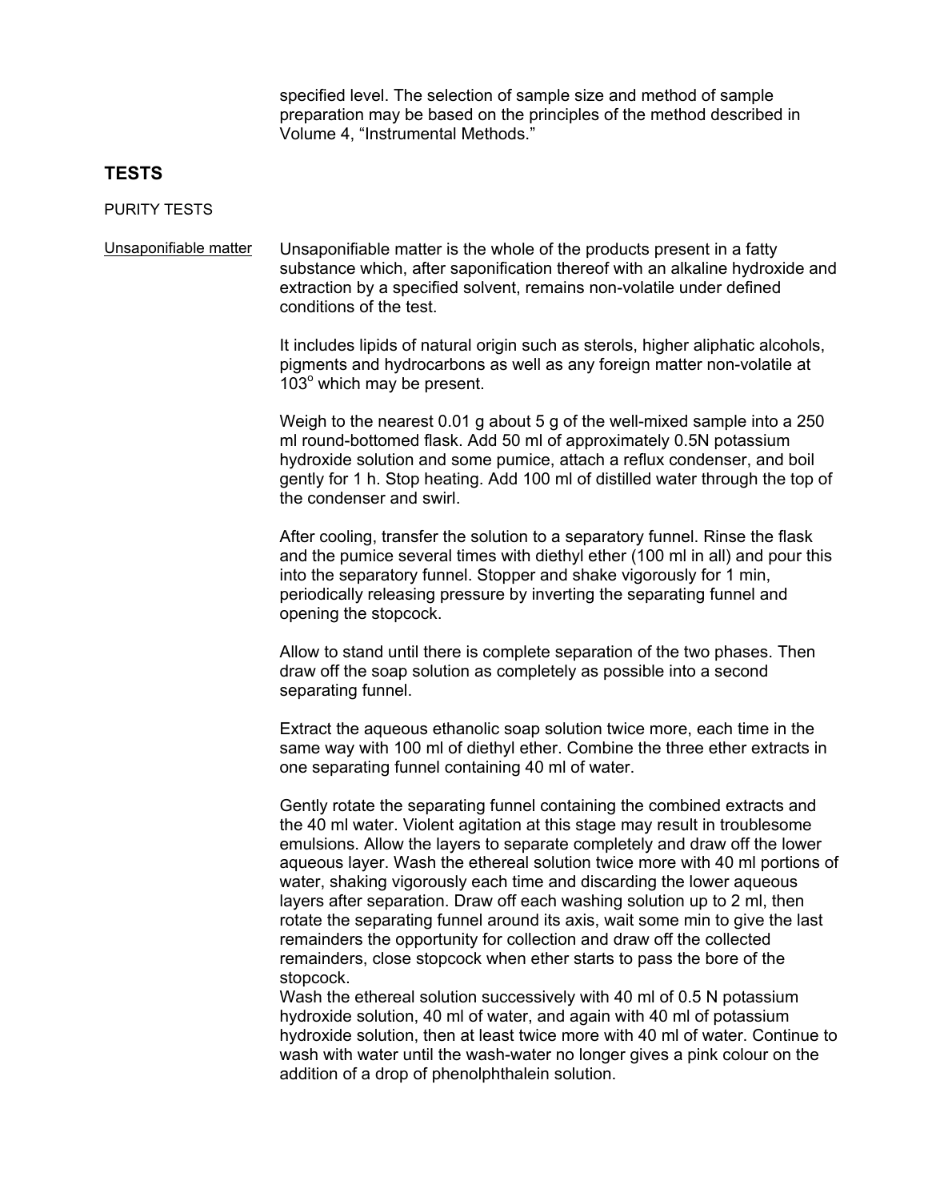specified level. The selection of sample size and method of sample preparation may be based on the principles of the method described in Volume 4, "Instrumental Methods."

## TESTS

### PURITY TESTS

**Unsaponifiable matter**

Unsaponifiable matter is the whole of the products present in a fatty substance which, after saponification thereof with an alkaline hydroxide and extraction by a specified solvent, remains non-volatile under defined conditions of the test.

It includes lipids of natural origin such as sterols, higher aliphatic alcohols, pigments and hydrocarbons as well as any foreign matter non-volatile at 103° which may be present.

Weigh to the nearest 0.01 g about 5 g of the well-mixed sample into a 250 ml round-bottomed flask. Add 50 ml of approximately 0.5N potassium hydroxide solution and some pumice, attach a reflux condenser, and boil gently for 1 h. Stop heating. Add 100 ml of distilled water through the top of the condenser and swirl.

After cooling, transfer the solution to a separatory funnel. Rinse the flask and the pumice several times with diethyl ether (100 ml in all) and pour this into the separatory funnel. Stopper and shake vigorously for 1 min, periodically releasing pressure by inverting the separating funnel and opening the stopcock.

Allow to stand until there is complete separation of the two phases. Then draw off the soap solution as completely as possible into a second separating funnel.

Extract the aqueous ethanolic soap solution twice more, each time in the same way with 100 ml of diethyl ether. Combine the three ether extracts in one separating funnel containing 40 ml of water.

Gently rotate the separating funnel containing the combined extracts and the 40 ml water. Violent agitation at this stage may result in troublesome emulsions. Allow the layers to separate completely and draw off the lower aqueous layer. Wash the ethereal solution twice more with 40 ml portions of water, shaking vigorously each time and discarding the lower aqueous layers after separation. Draw off each washing solution up to 2 ml, then rotate the separating funnel around its axis, wait some min to give the last remainders the opportunity for collection and draw off the collected remainders, close stopcock when ether starts to pass the bore of the stopcock.
Wash the ethereal solution successively with 40 ml of 0.5 N potassium hydroxide solution, 40 ml of water, and again with 40 ml of potassium hydroxide solution, then at least twice more with 40 ml of water. Continue to wash with water until the wash-water no longer gives a pink colour on the addition of a drop of phenolphthalein solution.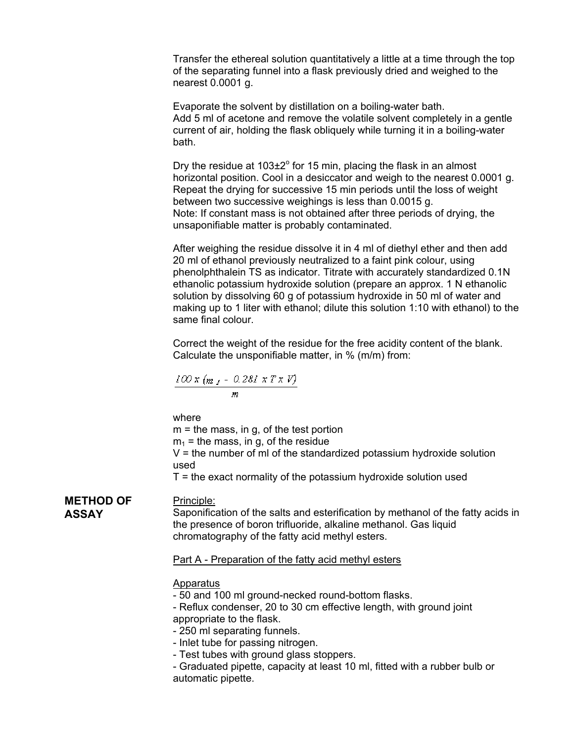Transfer the ethereal solution quantitatively a little at a time through the top of the separating funnel into a flask previously dried and weighed to the nearest 0.0001 g.

Evaporate the solvent by distillation on a boiling-water bath.
Add 5 ml of acetone and remove the volatile solvent completely in a gentle current of air, holding the flask obliquely while turning it in a boiling-water bath.

Dry the residue at 103±2$^o$ for 15 min, placing the flask in an almost horizontal position. Cool in a desiccator and weigh to the nearest 0.0001 g. Repeat the drying for successive 15 min periods until the loss of weight between two successive weighings is less than 0.0015 g.
Note: If constant mass is not obtained after three periods of drying, the unsaponifiable matter is probably contaminated.

After weighing the residue dissolve it in 4 ml of diethyl ether and then add 20 ml of ethanol previously neutralized to a faint pink colour, using phenolphthalein TS as indicator. Titrate with accurately standardized 0.1N ethanolic potassium hydroxide solution (prepare an approx. 1 N ethanolic solution by dissolving 60 g of potassium hydroxide in 50 ml of water and making up to 1 liter with ethanol; dilute this solution 1:10 with ethanol) to the same final colour.

Correct the weight of the residue for the free acidity content of the blank. Calculate the unsponifiable matter, in % (m/m) from:

$$\frac{100 \times (m_1 - 0.281 \times T \times V)}{m}$$

where
m = the mass, in g, of the test portion
$m_1$ = the mass, in g, of the residue
V = the number of ml of the standardized potassium hydroxide solution used
T = the exact normality of the potassium hydroxide solution used

## METHOD OF ASSAY

Principle:
Saponification of the salts and esterification by methanol of the fatty acids in the presence of boron trifluoride, alkaline methanol. Gas liquid chromatography of the fatty acid methyl esters.

Part A - Preparation of the fatty acid methyl esters

Apparatus
- 50 and 100 ml ground-necked round-bottom flasks.
- Reflux condenser, 20 to 30 cm effective length, with ground joint appropriate to the flask.
- 250 ml separating funnels.
- Inlet tube for passing nitrogen.
- Test tubes with ground glass stoppers.
- Graduated pipette, capacity at least 10 ml, fitted with a rubber bulb or automatic pipette.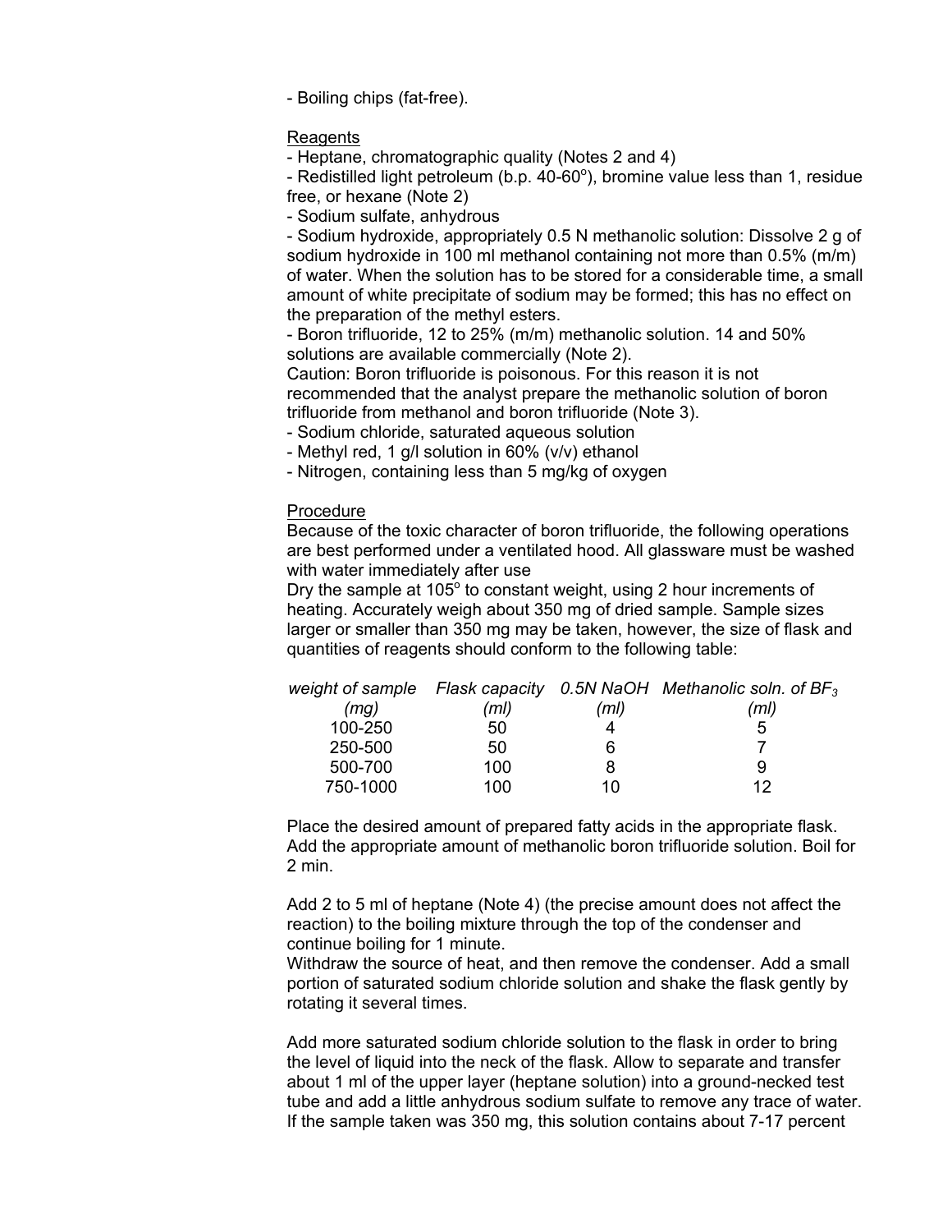- Boiling chips (fat-free).

Reagents

- Heptane, chromatographic quality (Notes 2 and 4)
- Redistilled light petroleum (b.p. 40-60°), bromine value less than 1, residue free, or hexane (Note 2)
- Sodium sulfate, anhydrous
- Sodium hydroxide, appropriately 0.5 N methanolic solution: Dissolve 2 g of sodium hydroxide in 100 ml methanol containing not more than 0.5% (m/m) of water. When the solution has to be stored for a considerable time, a small amount of white precipitate of sodium may be formed; this has no effect on the preparation of the methyl esters.
- Boron trifluoride, 12 to 25% (m/m) methanolic solution. 14 and 50% solutions are available commercially (Note 2).

Caution: Boron trifluoride is poisonous. For this reason it is not recommended that the analyst prepare the methanolic solution of boron trifluoride from methanol and boron trifluoride (Note 3).

- Sodium chloride, saturated aqueous solution
- Methyl red, 1 g/l solution in 60% (v/v) ethanol
- Nitrogen, containing less than 5 mg/kg of oxygen

Procedure

Because of the toxic character of boron trifluoride, the following operations are best performed under a ventilated hood. All glassware must be washed with water immediately after use

Dry the sample at 105° to constant weight, using 2 hour increments of heating. Accurately weigh about 350 mg of dried sample. Sample sizes larger or smaller than 350 mg may be taken, however, the size of flask and quantities of reagents should conform to the following table:

| *weight of sample (mg)* | *Flask capacity (ml)* | *0.5N NaOH (ml)* | *Methanolic soln. of $BF_3$ (ml)* |
|---|---|---|---|
| 100-250 | 50 | 4 | 5 |
| 250-500 | 50 | 6 | 7 |
| 500-700 | 100 | 8 | 9 |
| 750-1000 | 100 | 10 | 12 |

Place the desired amount of prepared fatty acids in the appropriate flask. Add the appropriate amount of methanolic boron trifluoride solution. Boil for 2 min.

Add 2 to 5 ml of heptane (Note 4) (the precise amount does not affect the reaction) to the boiling mixture through the top of the condenser and continue boiling for 1 minute.

Withdraw the source of heat, and then remove the condenser. Add a small portion of saturated sodium chloride solution and shake the flask gently by rotating it several times.

Add more saturated sodium chloride solution to the flask in order to bring the level of liquid into the neck of the flask. Allow to separate and transfer about 1 ml of the upper layer (heptane solution) into a ground-necked test tube and add a little anhydrous sodium sulfate to remove any trace of water. If the sample taken was 350 mg, this solution contains about 7-17 percent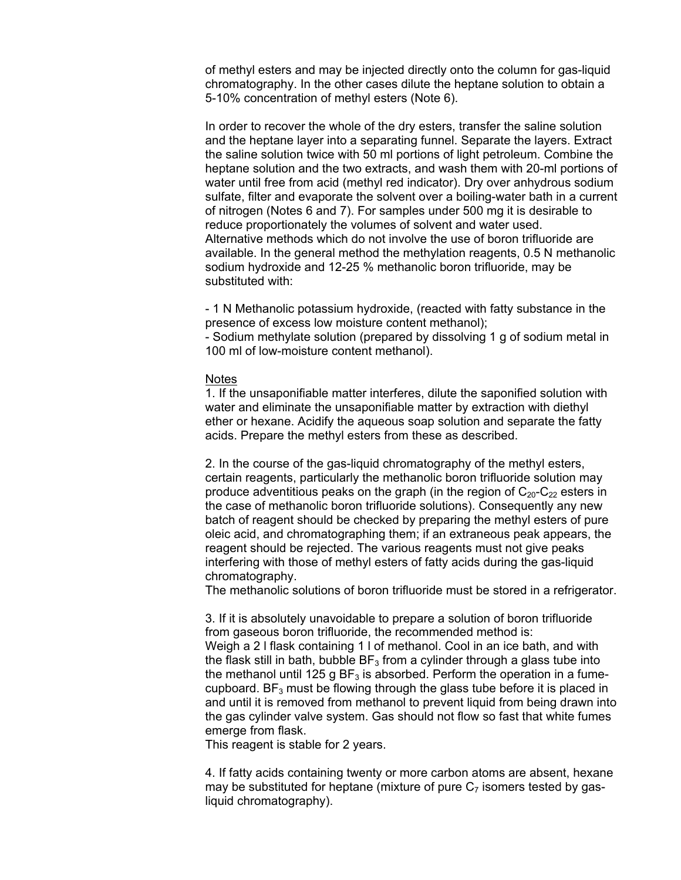of methyl esters and may be injected directly onto the column for gas-liquid chromatography. In the other cases dilute the heptane solution to obtain a 5-10% concentration of methyl esters (Note 6).

In order to recover the whole of the dry esters, transfer the saline solution and the heptane layer into a separating funnel. Separate the layers. Extract the saline solution twice with 50 ml portions of light petroleum. Combine the heptane solution and the two extracts, and wash them with 20-ml portions of water until free from acid (methyl red indicator). Dry over anhydrous sodium sulfate, filter and evaporate the solvent over a boiling-water bath in a current of nitrogen (Notes 6 and 7). For samples under 500 mg it is desirable to reduce proportionately the volumes of solvent and water used.
Alternative methods which do not involve the use of boron trifluoride are available. In the general method the methylation reagents, 0.5 N methanolic sodium hydroxide and 12-25 % methanolic boron trifluoride, may be substituted with:

- 1 N Methanolic potassium hydroxide, (reacted with fatty substance in the presence of excess low moisture content methanol);
- Sodium methylate solution (prepared by dissolving 1 g of sodium metal in 100 ml of low-moisture content methanol).

Notes

1. If the unsaponifiable matter interferes, dilute the saponified solution with water and eliminate the unsaponifiable matter by extraction with diethyl ether or hexane. Acidify the aqueous soap solution and separate the fatty acids. Prepare the methyl esters from these as described.

2. In the course of the gas-liquid chromatography of the methyl esters, certain reagents, particularly the methanolic boron trifluoride solution may produce adventitious peaks on the graph (in the region of $C_{20}$-$C_{22}$ esters in the case of methanolic boron trifluoride solutions). Consequently any new batch of reagent should be checked by preparing the methyl esters of pure oleic acid, and chromatographing them; if an extraneous peak appears, the reagent should be rejected. The various reagents must not give peaks interfering with those of methyl esters of fatty acids during the gas-liquid chromatography.
The methanolic solutions of boron trifluoride must be stored in a refrigerator.

3. If it is absolutely unavoidable to prepare a solution of boron trifluoride from gaseous boron trifluoride, the recommended method is:
Weigh a 2 l flask containing 1 l of methanol. Cool in an ice bath, and with the flask still in bath, bubble $BF_3$ from a cylinder through a glass tube into the methanol until 125 g $BF_3$ is absorbed. Perform the operation in a fume-cupboard. $BF_3$ must be flowing through the glass tube before it is placed in and until it is removed from methanol to prevent liquid from being drawn into the gas cylinder valve system. Gas should not flow so fast that white fumes emerge from flask.
This reagent is stable for 2 years.

4. If fatty acids containing twenty or more carbon atoms are absent, hexane may be substituted for heptane (mixture of pure $C_7$ isomers tested by gas-liquid chromatography).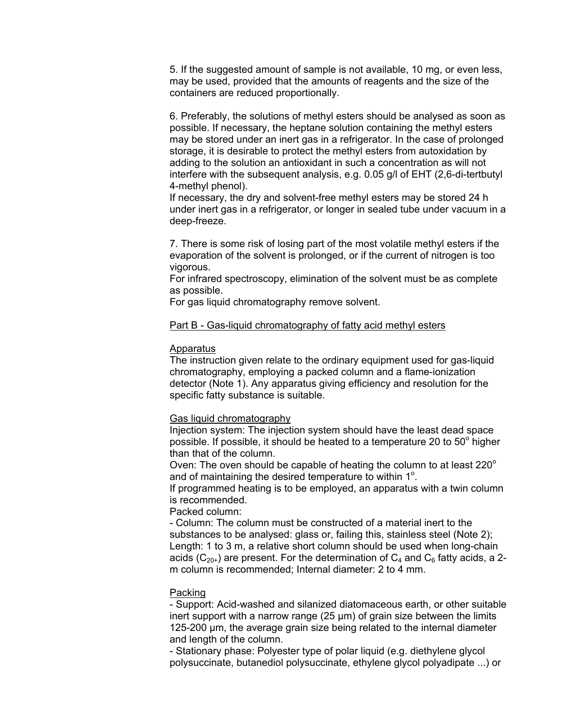5. If the suggested amount of sample is not available, 10 mg, or even less, may be used, provided that the amounts of reagents and the size of the containers are reduced proportionally.

6. Preferably, the solutions of methyl esters should be analysed as soon as possible. If necessary, the heptane solution containing the methyl esters may be stored under an inert gas in a refrigerator. In the case of prolonged storage, it is desirable to protect the methyl esters from autoxidation by adding to the solution an antioxidant in such a concentration as will not interfere with the subsequent analysis, e.g. 0.05 g/l of EHT (2,6-di-tertbutyl 4-methyl phenol).
If necessary, the dry and solvent-free methyl esters may be stored 24 h under inert gas in a refrigerator, or longer in sealed tube under vacuum in a deep-freeze.

7. There is some risk of losing part of the most volatile methyl esters if the evaporation of the solvent is prolonged, or if the current of nitrogen is too vigorous.
For infrared spectroscopy, elimination of the solvent must be as complete as possible.
For gas liquid chromatography remove solvent.

## Part B - Gas-liquid chromatography of fatty acid methyl esters

### Apparatus

The instruction given relate to the ordinary equipment used for gas-liquid chromatography, employing a packed column and a flame-ionization detector (Note 1). Any apparatus giving efficiency and resolution for the specific fatty substance is suitable.

### Gas liquid chromatography

Injection system: The injection system should have the least dead space possible. If possible, it should be heated to a temperature 20 to 50° higher than that of the column.
Oven: The oven should be capable of heating the column to at least 220° and of maintaining the desired temperature to within 1°.
If programmed heating is to be employed, an apparatus with a twin column is recommended.
Packed column:
- Column: The column must be constructed of a material inert to the substances to be analysed: glass or, failing this, stainless steel (Note 2); Length: 1 to 3 m, a relative short column should be used when long-chain acids ($C_{20+}$) are present. For the determination of $C_4$ and $C_6$ fatty acids, a 2-m column is recommended; Internal diameter: 2 to 4 mm.

### Packing

- Support: Acid-washed and silanized diatomaceous earth, or other suitable inert support with a narrow range (25 µm) of grain size between the limits 125-200 µm, the average grain size being related to the internal diameter and length of the column.
- Stationary phase: Polyester type of polar liquid (e.g. diethylene glycol polysuccinate, butanediol polysuccinate, ethylene glycol polyadipate ...) or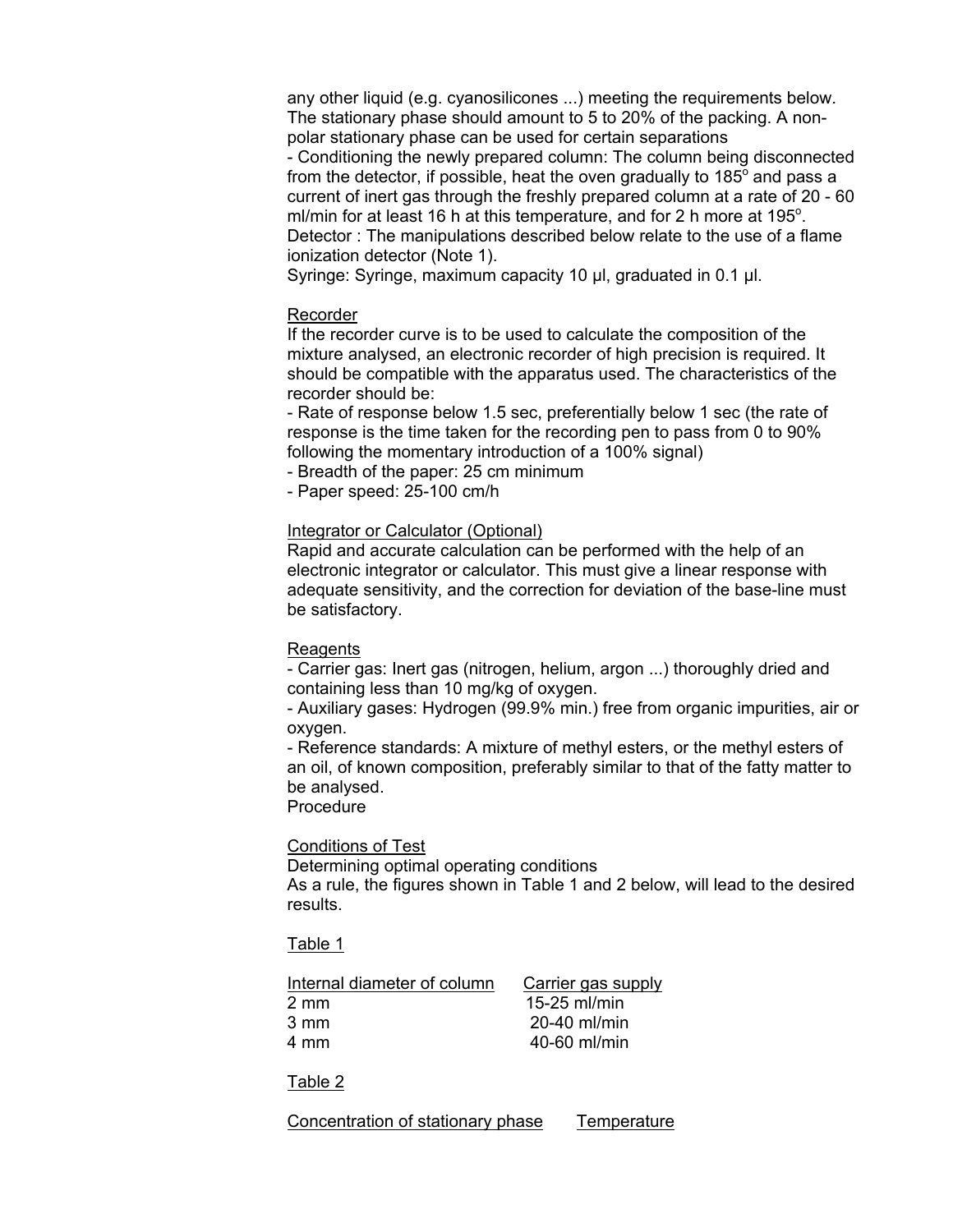any other liquid (e.g. cyanosilicones ...) meeting the requirements below. The stationary phase should amount to 5 to 20% of the packing. A non-polar stationary phase can be used for certain separations

- Conditioning the newly prepared column: The column being disconnected from the detector, if possible, heat the oven gradually to 185° and pass a current of inert gas through the freshly prepared column at a rate of 20 - 60 ml/min for at least 16 h at this temperature, and for 2 h more at 195°.

Detector : The manipulations described below relate to the use of a flame ionization detector (Note 1).

Syringe: Syringe, maximum capacity 10 µl, graduated in 0.1 µl.

<u>Recorder</u>

If the recorder curve is to be used to calculate the composition of the mixture analysed, an electronic recorder of high precision is required. It should be compatible with the apparatus used. The characteristics of the recorder should be:

- Rate of response below 1.5 sec, preferentially below 1 sec (the rate of response is the time taken for the recording pen to pass from 0 to 90% following the momentary introduction of a 100% signal)
- Breadth of the paper: 25 cm minimum
- Paper speed: 25-100 cm/h

<u>Integrator or Calculator (Optional)</u>

Rapid and accurate calculation can be performed with the help of an electronic integrator or calculator. This must give a linear response with adequate sensitivity, and the correction for deviation of the base-line must be satisfactory.

<u>Reagents</u>

- Carrier gas: Inert gas (nitrogen, helium, argon ...) thoroughly dried and containing less than 10 mg/kg of oxygen.
- Auxiliary gases: Hydrogen (99.9% min.) free from organic impurities, air or oxygen.
- Reference standards: A mixture of methyl esters, or the methyl esters of an oil, of known composition, preferably similar to that of the fatty matter to be analysed.

Procedure

<u>Conditions of Test</u>

Determining optimal operating conditions

As a rule, the figures shown in Table 1 and 2 below, will lead to the desired results.

<u>Table 1</u>

| Internal diameter of column | Carrier gas supply |
|---|---|
| 2 mm | 15-25 ml/min |
| 3 mm | 20-40 ml/min |
| 4 mm | 40-60 ml/min |

<u>Table 2</u>

| Concentration of stationary phase | Temperature |
|---|---|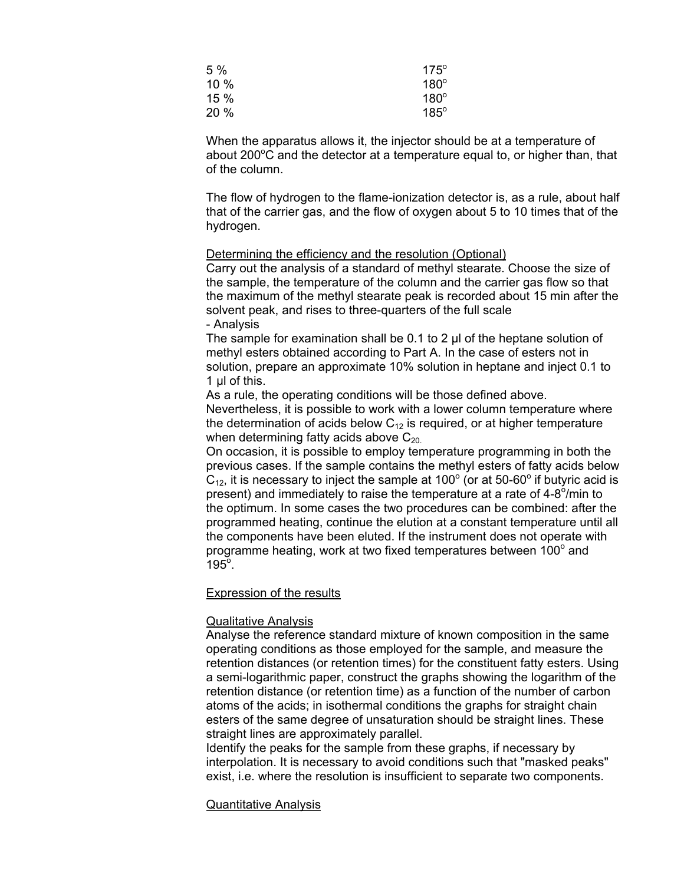| | |
|---|---|
| 5 % | $175^o$ |
| 10 % | $180^o$ |
| 15 % | $180^o$ |
| 20 % | $185^o$ |

When the apparatus allows it, the injector should be at a temperature of about $200^oC$ and the detector at a temperature equal to, or higher than, that of the column.

The flow of hydrogen to the flame-ionization detector is, as a rule, about half that of the carrier gas, and the flow of oxygen about 5 to 10 times that of the hydrogen.

<u>Determining the efficiency and the resolution (Optional)</u>
Carry out the analysis of a standard of methyl stearate. Choose the size of the sample, the temperature of the column and the carrier gas flow so that the maximum of the methyl stearate peak is recorded about 15 min after the solvent peak, and rises to three-quarters of the full scale

- Analysis

The sample for examination shall be 0.1 to 2 µl of the heptane solution of methyl esters obtained according to Part A. In the case of esters not in solution, prepare an approximate 10% solution in heptane and inject 0.1 to 1 µl of this.

As a rule, the operating conditions will be those defined above. Nevertheless, it is possible to work with a lower column temperature where the determination of acids below $C_{12}$ is required, or at higher temperature when determining fatty acids above $C_{20}$.

On occasion, it is possible to employ temperature programming in both the previous cases. If the sample contains the methyl esters of fatty acids below $C_{12}$, it is necessary to inject the sample at $100^o$ (or at $50\text{-}60^o$ if butyric acid is present) and immediately to raise the temperature at a rate of $4\text{-}8^o$/min to the optimum. In some cases the two procedures can be combined: after the programmed heating, continue the elution at a constant temperature until all the components have been eluted. If the instrument does not operate with programme heating, work at two fixed temperatures between $100^o$ and $195^o$.

<u>Expression of the results</u>

<u>Qualitative Analysis</u>
Analyse the reference standard mixture of known composition in the same operating conditions as those employed for the sample, and measure the retention distances (or retention times) for the constituent fatty esters. Using a semi-logarithmic paper, construct the graphs showing the logarithm of the retention distance (or retention time) as a function of the number of carbon atoms of the acids; in isothermal conditions the graphs for straight chain esters of the same degree of unsaturation should be straight lines. These straight lines are approximately parallel.

Identify the peaks for the sample from these graphs, if necessary by interpolation. It is necessary to avoid conditions such that "masked peaks" exist, i.e. where the resolution is insufficient to separate two components.

<u>Quantitative Analysis</u>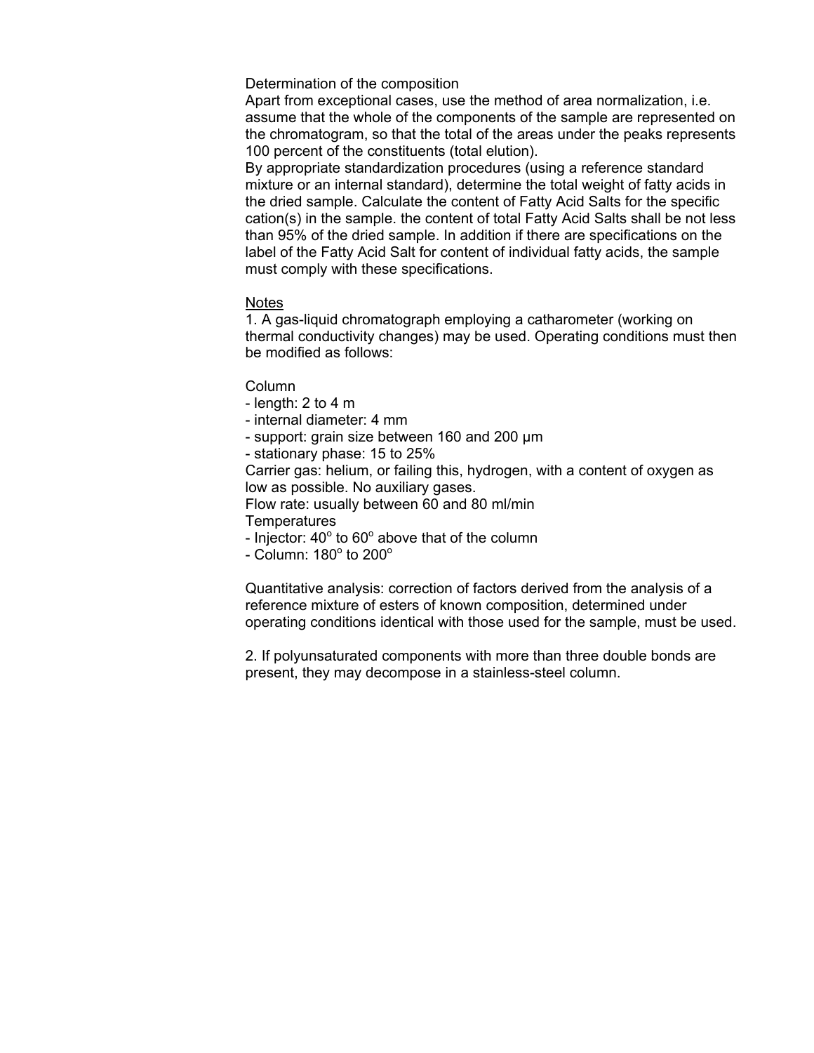Determination of the composition

Apart from exceptional cases, use the method of area normalization, i.e. assume that the whole of the components of the sample are represented on the chromatogram, so that the total of the areas under the peaks represents 100 percent of the constituents (total elution).

By appropriate standardization procedures (using a reference standard mixture or an internal standard), determine the total weight of fatty acids in the dried sample. Calculate the content of Fatty Acid Salts for the specific cation(s) in the sample. the content of total Fatty Acid Salts shall be not less than 95% of the dried sample. In addition if there are specifications on the label of the Fatty Acid Salt for content of individual fatty acids, the sample must comply with these specifications.

Notes

1. A gas-liquid chromatograph employing a catharometer (working on thermal conductivity changes) may be used. Operating conditions must then be modified as follows:

Column
- length: 2 to 4 m
- internal diameter: 4 mm
- support: grain size between 160 and 200 μm
- stationary phase: 15 to 25%

Carrier gas: helium, or failing this, hydrogen, with a content of oxygen as low as possible. No auxiliary gases.

Flow rate: usually between 60 and 80 ml/min

Temperatures
- Injector: $40^{o}$ to $60^{o}$ above that of the column
- Column: $180^{o}$ to $200^{o}$

Quantitative analysis: correction of factors derived from the analysis of a reference mixture of esters of known composition, determined under operating conditions identical with those used for the sample, must be used.

2. If polyunsaturated components with more than three double bonds are present, they may decompose in a stainless-steel column.